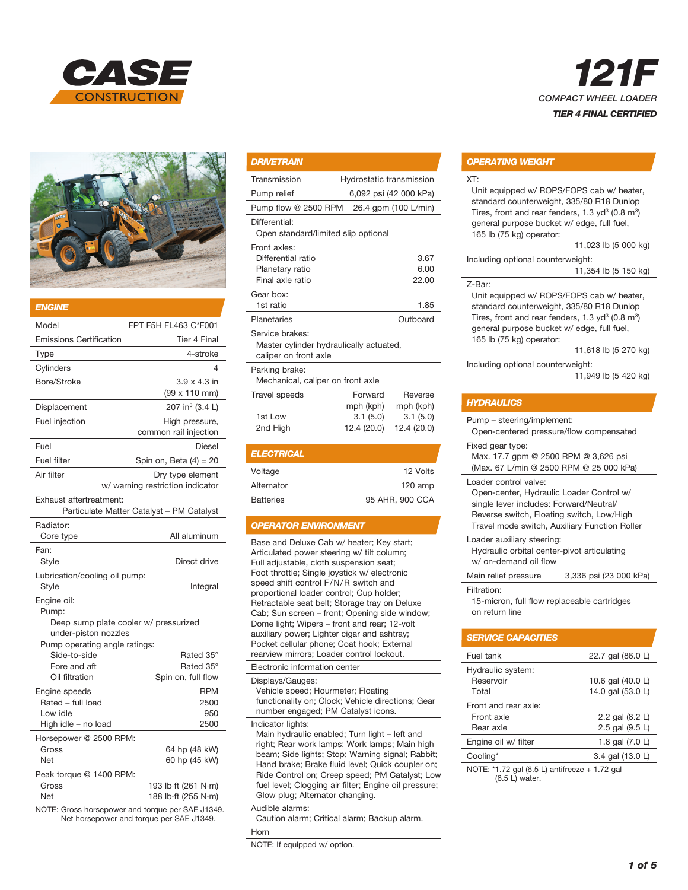# CASE CONSTRUCTION

# 121F

*COMPACT WHEEL LOADER*

***TIER 4 FINAL CERTIFIED***

## ENGINE

| | |
|---|---|
| Model | FPT F5H FL463 C*F001 |
| Emissions Certification | Tier 4 Final |
| Type | 4-stroke |
| Cylinders | 4 |
| Bore/Stroke | 3.9 x 4.3 in (99 x 110 mm) |
| Displacement | 207 in³ (3.4 L) |
| Fuel injection | High pressure, common rail injection |
| Fuel | Diesel |
| Fuel filter | Spin on, Beta (4) = 20 |
| Air filter | Dry type element w/ warning restriction indicator |

Exhaust aftertreatment:
Particulate Matter Catalyst – PM Catalyst

Radiator:

| | |
|---|---|
| Core type | All aluminum |

Fan:

| | |
|---|---|
| Style | Direct drive |

Lubrication/cooling oil pump:

| | |
|---|---|
| Style | Integral |

Engine oil:
Pump:
Deep sump plate cooler w/ pressurized under-piston nozzles
Pump operating angle ratings:

| | |
|---|---|
| Side-to-side | Rated 35° |
| Fore and aft | Rated 35° |
| Oil filtration | Spin on, full flow |

| Engine speeds | RPM |
|---|---|
| Rated – full load | 2500 |
| Low idle | 950 |
| High idle – no load | 2500 |

Horsepower @ 2500 RPM:

| | |
|---|---|
| Gross | 64 hp (48 kW) |
| Net | 60 hp (45 kW) |

Peak torque @ 1400 RPM:

| | |
|---|---|
| Gross | 193 lb·ft (261 N·m) |
| Net | 188 lb·ft (255 N·m) |

NOTE: Gross horsepower and torque per SAE J1349. Net horsepower and torque per SAE J1349.

## DRIVETRAIN

| | |
|---|---|
| Transmission | Hydrostatic transmission |
| Pump relief | 6,092 psi (42 000 kPa) |
| Pump flow @ 2500 RPM | 26.4 gpm (100 L/min) |

Differential:
Open standard/limited slip optional

Front axles:

| | |
|---|---|
| Differential ratio | 3.67 |
| Planetary ratio | 6.00 |
| Final axle ratio | 22.00 |

Gear box:

| | |
|---|---|
| 1st ratio | 1.85 |
| Planetaries | Outboard |

Service brakes:
Master cylinder hydraulically actuated, caliper on front axle

Parking brake:
Mechanical, caliper on front axle

| Travel speeds | Forward mph (kph) | Reverse mph (kph) |
|---|---|---|
| 1st Low | 3.1 (5.0) | 3.1 (5.0) |
| 2nd High | 12.4 (20.0) | 12.4 (20.0) |

## ELECTRICAL

| | |
|---|---|
| Voltage | 12 Volts |
| Alternator | 120 amp |
| Batteries | 95 AHR, 900 CCA |

## OPERATOR ENVIRONMENT

Base and Deluxe Cab w/ heater; Key start; Articulated power steering w/ tilt column; Full adjustable, cloth suspension seat; Foot throttle; Single joystick w/ electronic speed shift control F/N/R switch and proportional loader control; Cup holder; Retractable seat belt; Storage tray on Deluxe Cab; Sun screen – front; Opening side window; Dome light; Wipers – front and rear; 12-volt auxiliary power; Lighter cigar and ashtray; Pocket cellular phone; Coat hook; External rearview mirrors; Loader control lockout.

Electronic information center

Displays/Gauges:
Vehicle speed; Hourmeter; Floating functionality on; Clock; Vehicle directions; Gear number engaged; PM Catalyst icons.

Indicator lights:
Main hydraulic enabled; Turn light – left and right; Rear work lamps; Work lamps; Main high beam; Side lights; Stop; Warning signal; Rabbit; Hand brake; Brake fluid level; Quick coupler on; Ride Control on; Creep speed; PM Catalyst; Low fuel level; Clogging air filter; Engine oil pressure; Glow plug; Alternator changing.

Audible alarms:
Caution alarm; Critical alarm; Backup alarm.

Horn

NOTE: If equipped w/ option.

## OPERATING WEIGHT

XT:
Unit equipped w/ ROPS/FOPS cab w/ heater, standard counterweight, 335/80 R18 Dunlop Tires, front and rear fenders, 1.3 yd³ (0.8 m³) general purpose bucket w/ edge, full fuel, 165 lb (75 kg) operator:
11,023 lb (5 000 kg)

Including optional counterweight:
11,354 lb (5 150 kg)

Z-Bar:
Unit equipped w/ ROPS/FOPS cab w/ heater, standard counterweight, 335/80 R18 Dunlop Tires, front and rear fenders, 1.3 yd³ (0.8 m³) general purpose bucket w/ edge, full fuel, 165 lb (75 kg) operator:
11,618 lb (5 270 kg)

Including optional counterweight:
11,949 lb (5 420 kg)

## HYDRAULICS

Pump – steering/implement:
Open-centered pressure/flow compensated

Fixed gear type:
Max. 17.7 gpm @ 2500 RPM @ 3,626 psi
(Max. 67 L/min @ 2500 RPM @ 25 000 kPa)

Loader control valve:
Open-center, Hydraulic Loader Control w/ single lever includes: Forward/Neutral/ Reverse switch, Floating switch, Low/High Travel mode switch, Auxiliary Function Roller

Loader auxiliary steering:
Hydraulic orbital center-pivot articulating w/ on-demand oil flow

| | |
|---|---|
| Main relief pressure | 3,336 psi (23 000 kPa) |

Filtration:
15-micron, full flow replaceable cartridges on return line

## SERVICE CAPACITIES

| | |
|---|---|
| Fuel tank | 22.7 gal (86.0 L) |
| Hydraulic system: | |
| Reservoir | 10.6 gal (40.0 L) |
| Total | 14.0 gal (53.0 L) |
| Front and rear axle: | |
| Front axle | 2.2 gal (8.2 L) |
| Rear axle | 2.5 gal (9.5 L) |
| Engine oil w/ filter | 1.8 gal (7.0 L) |
| Cooling* | 3.4 gal (13.0 L) |

NOTE: *1.72 gal (6.5 L) antifreeze + 1.72 gal (6.5 L) water.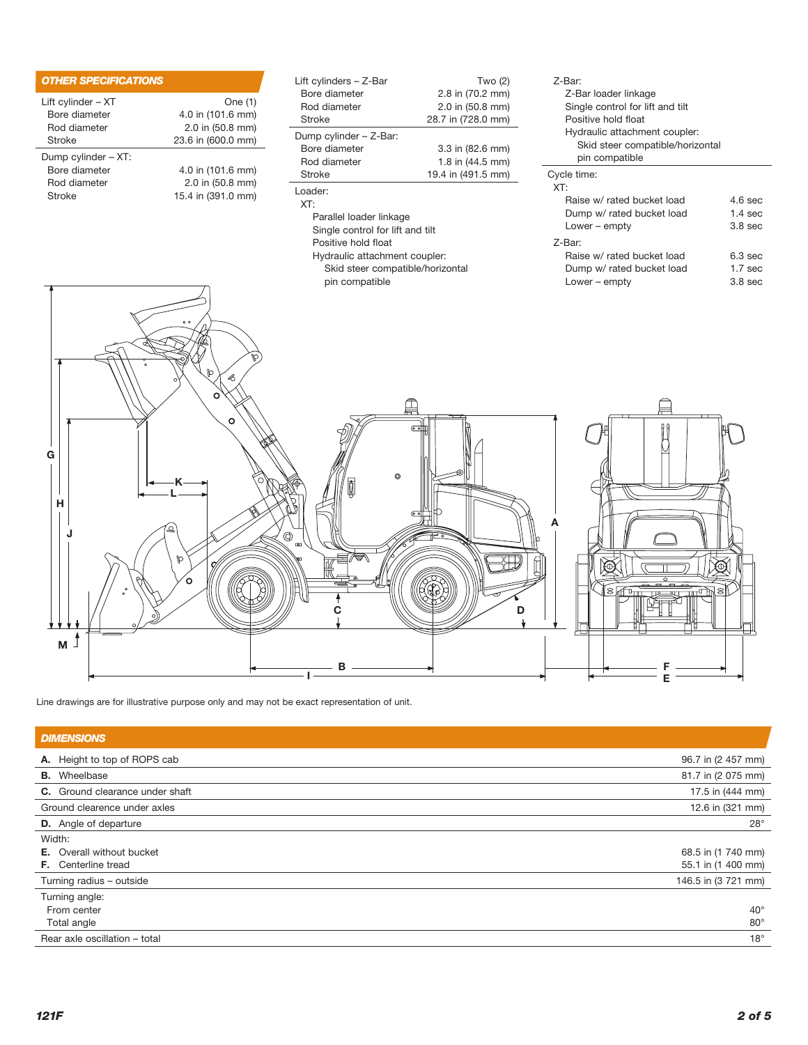## OTHER SPECIFICATIONS

| | |
|---|---|
| Lift cylinder – XT | One (1) |
| Bore diameter | 4.0 in (101.6 mm) |
| Rod diameter | 2.0 in (50.8 mm) |
| Stroke | 23.6 in (600.0 mm) |
| Dump cylinder – XT: | |
| Bore diameter | 4.0 in (101.6 mm) |
| Rod diameter | 2.0 in (50.8 mm) |
| Stroke | 15.4 in (391.0 mm) |

| | |
|---|---|
| Lift cylinders – Z-Bar | Two (2) |
| Bore diameter | 2.8 in (70.2 mm) |
| Rod diameter | 2.0 in (50.8 mm) |
| Stroke | 28.7 in (728.0 mm) |
| Dump cylinder – Z-Bar: | |
| Bore diameter | 3.3 in (82.6 mm) |
| Rod diameter | 1.8 in (44.5 mm) |
| Stroke | 19.4 in (491.5 mm) |

Loader:
- XT:
  - Parallel loader linkage
  - Single control for lift and tilt
  - Positive hold float
  - Hydraulic attachment coupler:
    - Skid steer compatible/horizontal pin compatible
- Z-Bar:
  - Z-Bar loader linkage
  - Single control for lift and tilt
  - Positive hold float
  - Hydraulic attachment coupler:
    - Skid steer compatible/horizontal pin compatible

Cycle time:

| | |
|---|---|
| **XT:** | |
| Raise w/ rated bucket load | 4.6 sec |
| Dump w/ rated bucket load | 1.4 sec |
| Lower – empty | 3.8 sec |
| **Z-Bar:** | |
| Raise w/ rated bucket load | 6.3 sec |
| Dump w/ rated bucket load | 1.7 sec |
| Lower – empty | 3.8 sec |

Line drawings are for illustrative purpose only and may not be exact representation of unit.

## DIMENSIONS

| | |
|---|---|
| **A.** Height to top of ROPS cab | 96.7 in (2 457 mm) |
| **B.** Wheelbase | 81.7 in (2 075 mm) |
| **C.** Ground clearance under shaft | 17.5 in (444 mm) |
| Ground clearence under axles | 12.6 in (321 mm) |
| **D.** Angle of departure | 28° |
| Width: | |
| **E.** Overall without bucket | 68.5 in (1 740 mm) |
| **F.** Centerline tread | 55.1 in (1 400 mm) |
| Turning radius – outside | 146.5 in (3 721 mm) |
| Turning angle: | |
| From center | 40° |
| Total angle | 80° |
| Rear axle oscillation – total | 18° |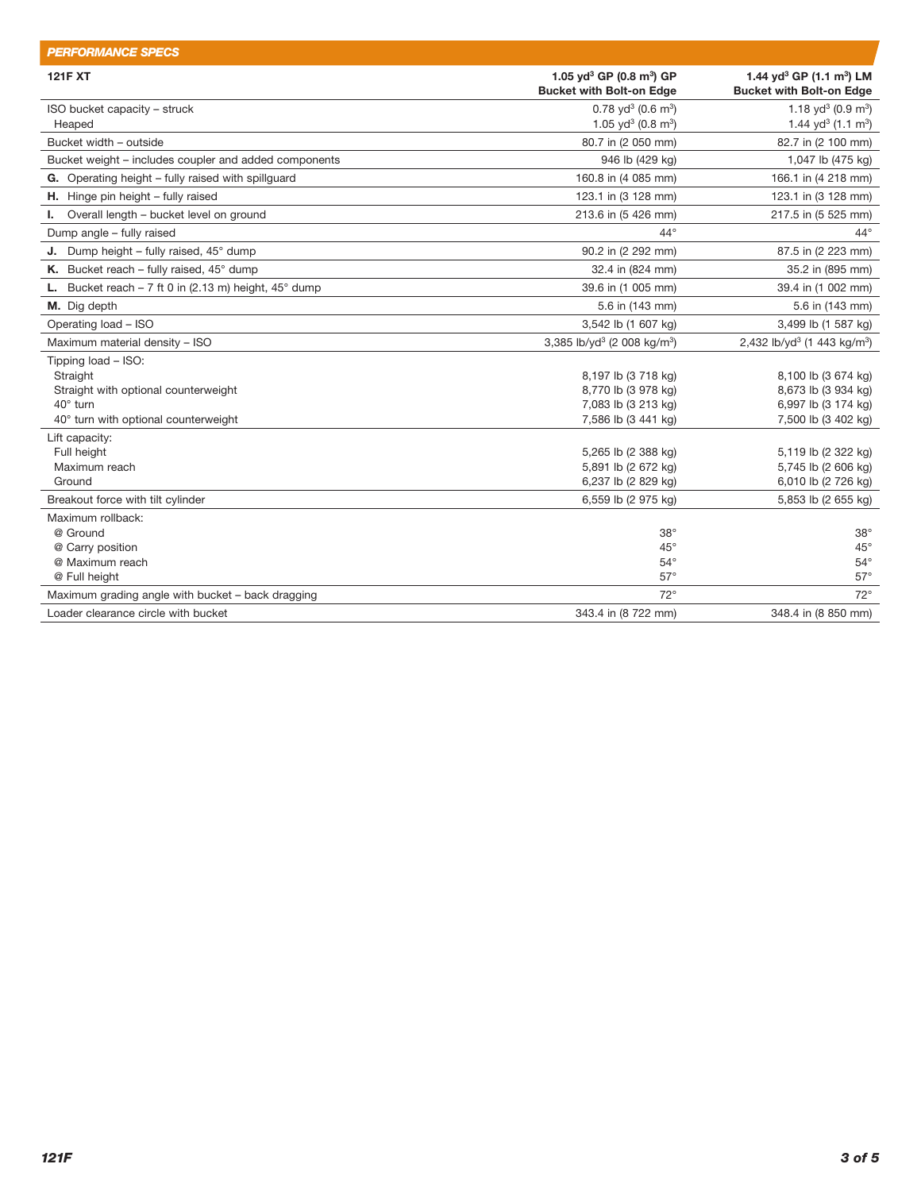## PERFORMANCE SPECS

| 121F XT | 1.05 $yd^3$ GP (0.8 $m^3$) GP Bucket with Bolt-on Edge | 1.44 $yd^3$ GP (1.1 $m^3$) LM Bucket with Bolt-on Edge |
|---|---|---|
| ISO bucket capacity – struck | 0.78 $yd^3$ (0.6 $m^3$) | 1.18 $yd^3$ (0.9 $m^3$) |
| Heaped | 1.05 $yd^3$ (0.8 $m^3$) | 1.44 $yd^3$ (1.1 $m^3$) |
| Bucket width – outside | 80.7 in (2 050 mm) | 82.7 in (2 100 mm) |
| Bucket weight – includes coupler and added components | 946 lb (429 kg) | 1,047 lb (475 kg) |
| **G.** Operating height – fully raised with spillguard | 160.8 in (4 085 mm) | 166.1 in (4 218 mm) |
| **H.** Hinge pin height – fully raised | 123.1 in (3 128 mm) | 123.1 in (3 128 mm) |
| **I.** Overall length – bucket level on ground | 213.6 in (5 426 mm) | 217.5 in (5 525 mm) |
| Dump angle – fully raised | 44° | 44° |
| **J.** Dump height – fully raised, 45° dump | 90.2 in (2 292 mm) | 87.5 in (2 223 mm) |
| **K.** Bucket reach – fully raised, 45° dump | 32.4 in (824 mm) | 35.2 in (895 mm) |
| **L.** Bucket reach – 7 ft 0 in (2.13 m) height, 45° dump | 39.6 in (1 005 mm) | 39.4 in (1 002 mm) |
| **M.** Dig depth | 5.6 in (143 mm) | 5.6 in (143 mm) |
| Operating load – ISO | 3,542 lb (1 607 kg) | 3,499 lb (1 587 kg) |
| Maximum material density – ISO | 3,385 lb/$yd^3$ (2 008 kg/$m^3$) | 2,432 lb/$yd^3$ (1 443 kg/$m^3$) |
| Tipping load – ISO: | | |
| Straight | 8,197 lb (3 718 kg) | 8,100 lb (3 674 kg) |
| Straight with optional counterweight | 8,770 lb (3 978 kg) | 8,673 lb (3 934 kg) |
| 40° turn | 7,083 lb (3 213 kg) | 6,997 lb (3 174 kg) |
| 40° turn with optional counterweight | 7,586 lb (3 441 kg) | 7,500 lb (3 402 kg) |
| Lift capacity: | | |
| Full height | 5,265 lb (2 388 kg) | 5,119 lb (2 322 kg) |
| Maximum reach | 5,891 lb (2 672 kg) | 5,745 lb (2 606 kg) |
| Ground | 6,237 lb (2 829 kg) | 6,010 lb (2 726 kg) |
| Breakout force with tilt cylinder | 6,559 lb (2 975 kg) | 5,853 lb (2 655 kg) |
| Maximum rollback: | | |
| @ Ground | 38° | 38° |
| @ Carry position | 45° | 45° |
| @ Maximum reach | 54° | 54° |
| @ Full height | 57° | 57° |
| Maximum grading angle with bucket – back dragging | 72° | 72° |
| Loader clearance circle with bucket | 343.4 in (8 722 mm) | 348.4 in (8 850 mm) |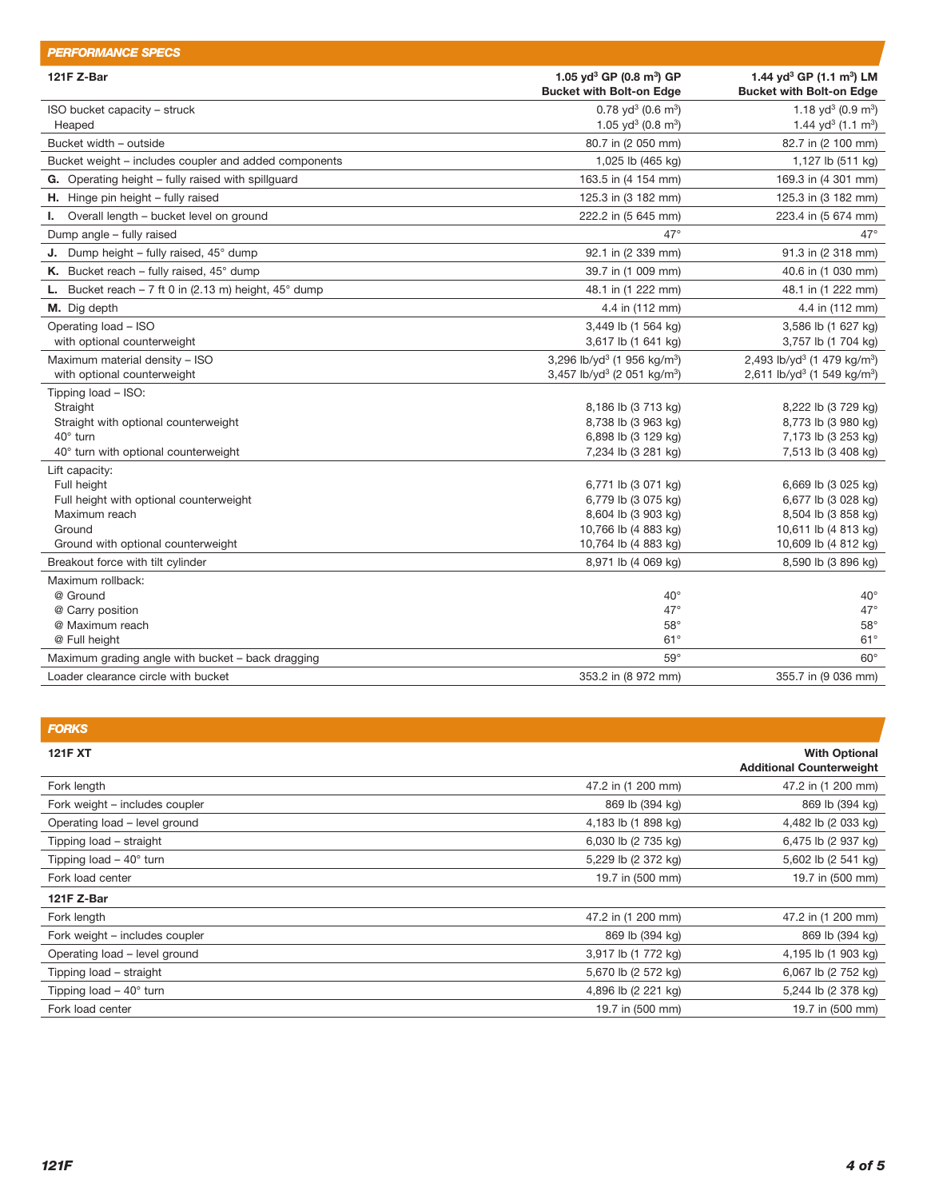## PERFORMANCE SPECS

| 121F Z-Bar | 1.05 $yd^3$ GP (0.8 $m^3$) GP Bucket with Bolt-on Edge | 1.44 $yd^3$ GP (1.1 $m^3$) LM Bucket with Bolt-on Edge |
|---|---|---|
| ISO bucket capacity – struck | 0.78 $yd^3$ (0.6 $m^3$) | 1.18 $yd^3$ (0.9 $m^3$) |
| Heaped | 1.05 $yd^3$ (0.8 $m^3$) | 1.44 $yd^3$ (1.1 $m^3$) |
| Bucket width – outside | 80.7 in (2 050 mm) | 82.7 in (2 100 mm) |
| Bucket weight – includes coupler and added components | 1,025 lb (465 kg) | 1,127 lb (511 kg) |
| **G.** Operating height – fully raised with spillguard | 163.5 in (4 154 mm) | 169.3 in (4 301 mm) |
| **H.** Hinge pin height – fully raised | 125.3 in (3 182 mm) | 125.3 in (3 182 mm) |
| **I.** Overall length – bucket level on ground | 222.2 in (5 645 mm) | 223.4 in (5 674 mm) |
| Dump angle – fully raised | 47° | 47° |
| **J.** Dump height – fully raised, 45° dump | 92.1 in (2 339 mm) | 91.3 in (2 318 mm) |
| **K.** Bucket reach – fully raised, 45° dump | 39.7 in (1 009 mm) | 40.6 in (1 030 mm) |
| **L.** Bucket reach – 7 ft 0 in (2.13 m) height, 45° dump | 48.1 in (1 222 mm) | 48.1 in (1 222 mm) |
| **M.** Dig depth | 4.4 in (112 mm) | 4.4 in (112 mm) |
| Operating load – ISO | 3,449 lb (1 564 kg) | 3,586 lb (1 627 kg) |
| with optional counterweight | 3,617 lb (1 641 kg) | 3,757 lb (1 704 kg) |
| Maximum material density – ISO | 3,296 lb/$yd^3$ (1 956 kg/$m^3$) | 2,493 lb/$yd^3$ (1 479 kg/$m^3$) |
| with optional counterweight | 3,457 lb/$yd^3$ (2 051 kg/$m^3$) | 2,611 lb/$yd^3$ (1 549 kg/$m^3$) |
| Tipping load – ISO: | | |
| Straight | 8,186 lb (3 713 kg) | 8,222 lb (3 729 kg) |
| Straight with optional counterweight | 8,738 lb (3 963 kg) | 8,773 lb (3 980 kg) |
| 40° turn | 6,898 lb (3 129 kg) | 7,173 lb (3 253 kg) |
| 40° turn with optional counterweight | 7,234 lb (3 281 kg) | 7,513 lb (3 408 kg) |
| Lift capacity: | | |
| Full height | 6,771 lb (3 071 kg) | 6,669 lb (3 025 kg) |
| Full height with optional counterweight | 6,779 lb (3 075 kg) | 6,677 lb (3 028 kg) |
| Maximum reach | 8,604 lb (3 903 kg) | 8,504 lb (3 858 kg) |
| Ground | 10,766 lb (4 883 kg) | 10,611 lb (4 813 kg) |
| Ground with optional counterweight | 10,764 lb (4 883 kg) | 10,609 lb (4 812 kg) |
| Breakout force with tilt cylinder | 8,971 lb (4 069 kg) | 8,590 lb (3 896 kg) |
| Maximum rollback: | | |
| @ Ground | 40° | 40° |
| @ Carry position | 47° | 47° |
| @ Maximum reach | 58° | 58° |
| @ Full height | 61° | 61° |
| Maximum grading angle with bucket – back dragging | 59° | 60° |
| Loader clearance circle with bucket | 353.2 in (8 972 mm) | 355.7 in (9 036 mm) |

## FORKS

| 121F XT | | With Optional Additional Counterweight |
|---|---|---|
| Fork length | 47.2 in (1 200 mm) | 47.2 in (1 200 mm) |
| Fork weight – includes coupler | 869 lb (394 kg) | 869 lb (394 kg) |
| Operating load – level ground | 4,183 lb (1 898 kg) | 4,482 lb (2 033 kg) |
| Tipping load – straight | 6,030 lb (2 735 kg) | 6,475 lb (2 937 kg) |
| Tipping load – 40° turn | 5,229 lb (2 372 kg) | 5,602 lb (2 541 kg) |
| Fork load center | 19.7 in (500 mm) | 19.7 in (500 mm) |
| **121F Z-Bar** | | |
| Fork length | 47.2 in (1 200 mm) | 47.2 in (1 200 mm) |
| Fork weight – includes coupler | 869 lb (394 kg) | 869 lb (394 kg) |
| Operating load – level ground | 3,917 lb (1 772 kg) | 4,195 lb (1 903 kg) |
| Tipping load – straight | 5,670 lb (2 572 kg) | 6,067 lb (2 752 kg) |
| Tipping load – 40° turn | 4,896 lb (2 221 kg) | 5,244 lb (2 378 kg) |
| Fork load center | 19.7 in (500 mm) | 19.7 in (500 mm) |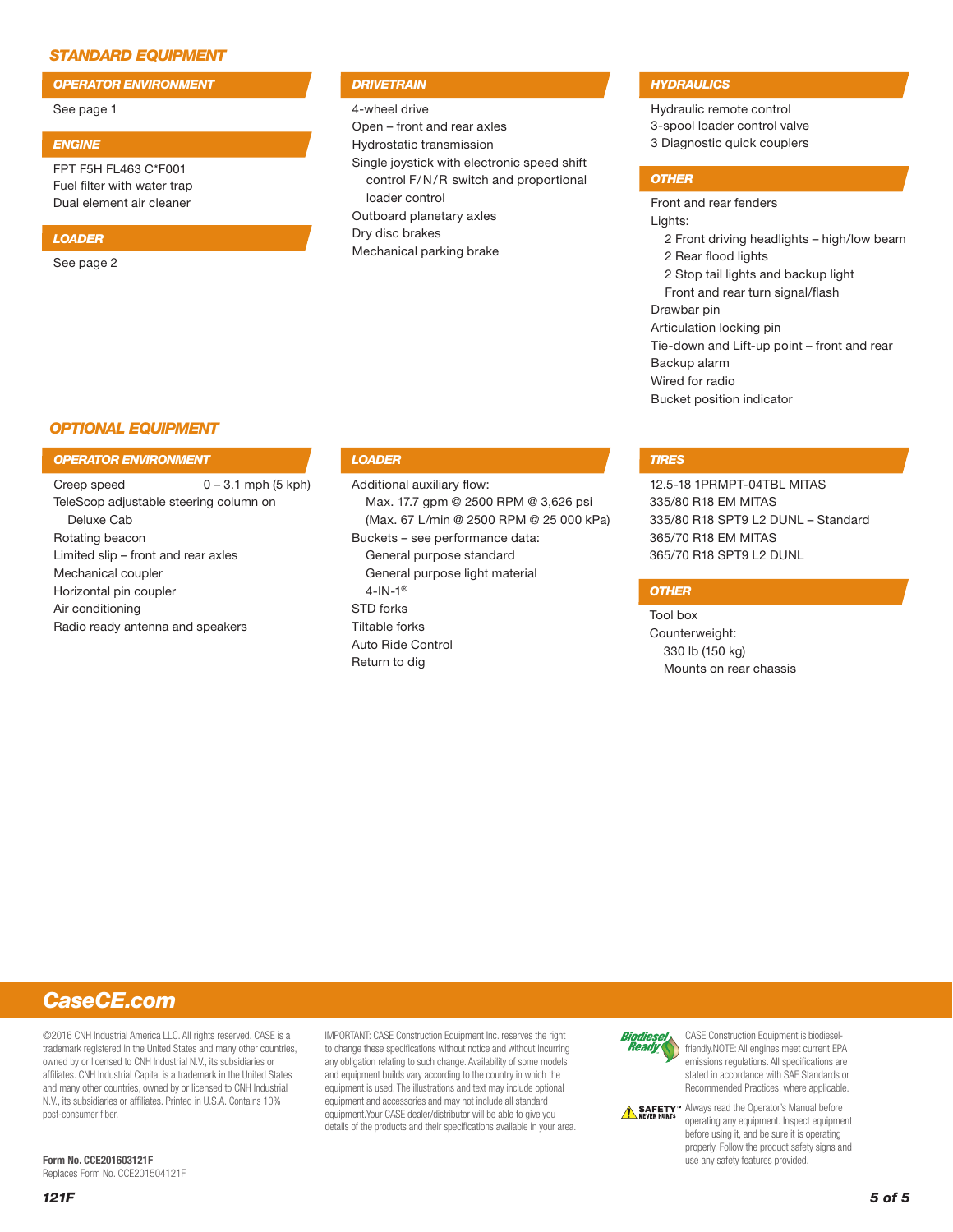## STANDARD EQUIPMENT

### OPERATOR ENVIRONMENT

See page 1

### ENGINE

FPT F5H FL463 C*F001
Fuel filter with water trap
Dual element air cleaner

### LOADER

See page 2

### DRIVETRAIN

4-wheel drive
Open – front and rear axles
Hydrostatic transmission
Single joystick with electronic speed shift control F/N/R switch and proportional loader control
Outboard planetary axles
Dry disc brakes
Mechanical parking brake

### HYDRAULICS

Hydraulic remote control
3-spool loader control valve
3 Diagnostic quick couplers

### OTHER

Front and rear fenders
Lights:
- 2 Front driving headlights – high/low beam
- 2 Rear flood lights
- 2 Stop tail lights and backup light
- Front and rear turn signal/flash

Drawbar pin
Articulation locking pin
Tie-down and Lift-up point – front and rear
Backup alarm
Wired for radio
Bucket position indicator

## OPTIONAL EQUIPMENT

### OPERATOR ENVIRONMENT

Creep speed 0 – 3.1 mph (5 kph)
TeleScop adjustable steering column on Deluxe Cab
Rotating beacon
Limited slip – front and rear axles
Mechanical coupler
Horizontal pin coupler
Air conditioning
Radio ready antenna and speakers

### LOADER

Additional auxiliary flow:
- Max. 17.7 gpm @ 2500 RPM @ 3,626 psi
- (Max. 67 L/min @ 2500 RPM @ 25 000 kPa)

Buckets – see performance data:
- General purpose standard
- General purpose light material
- 4-IN-1®

STD forks
Tiltable forks
Auto Ride Control
Return to dig

### TIRES

12.5-18 1PRMPT-04TBL MITAS
335/80 R18 EM MITAS
335/80 R18 SPT9 L2 DUNL – Standard
365/70 R18 EM MITAS
365/70 R18 SPT9 L2 DUNL

### OTHER

Tool box
Counterweight:
- 330 lb (150 kg)
- Mounts on rear chassis

## CaseCE.com

©2016 CNH Industrial America LLC. All rights reserved. CASE is a trademark registered in the United States and many other countries, owned by or licensed to CNH Industrial N.V., its subsidiaries or affiliates. CNH Industrial Capital is a trademark in the United States and many other countries, owned by or licensed to CNH Industrial N.V., its subsidiaries or affiliates. Printed in U.S.A. Contains 10% post-consumer fiber.

IMPORTANT: CASE Construction Equipment Inc. reserves the right to change these specifications without notice and without incurring any obligation relating to such change. Availability of some models and equipment builds vary according to the country in which the equipment is used. The illustrations and text may include optional equipment and accessories and may not include all standard equipment.Your CASE dealer/distributor will be able to give you details of the products and their specifications available in your area.

Biodiesel Ready

CASE Construction Equipment is biodiesel-friendly.NOTE: All engines meet current EPA emissions regulations. All specifications are stated in accordance with SAE Standards or Recommended Practices, where applicable.

SAFETY™ NEVER HURTS

Always read the Operator's Manual before operating any equipment. Inspect equipment before using it, and be sure it is operating properly. Follow the product safety signs and use any safety features provided.

**Form No. CCE201603121F**
Replaces Form No. CCE201504121F

*121F*